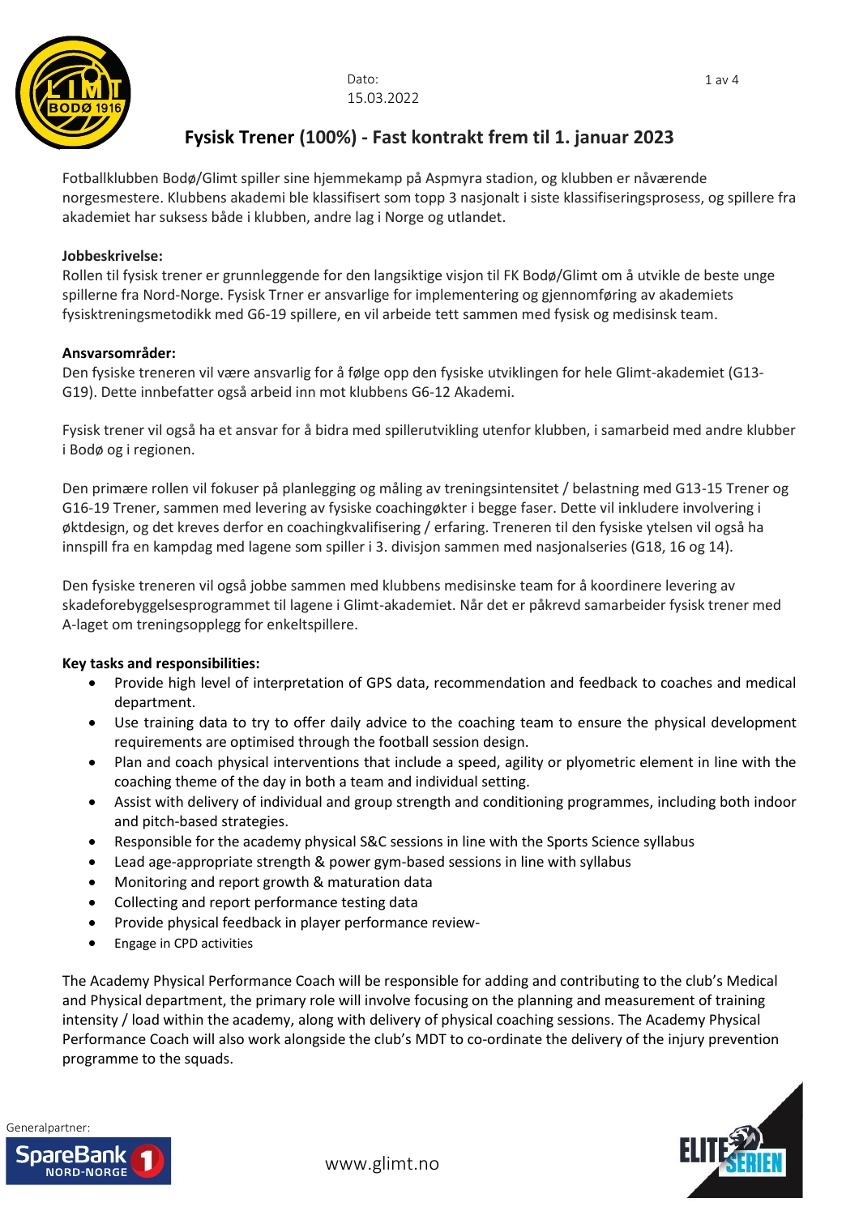Dato:
15.03.2022

# Fysisk Trener (100%) - Fast kontrakt frem til 1. januar 2023

Fotballklubben Bodø/Glimt spiller sine hjemmekamp på Aspmyra stadion, og klubben er nåværende norgesmestere. Klubbens akademi ble klassifisert som topp 3 nasjonalt i siste klassifiseringsprosess, og spillere fra akademiet har suksess både i klubben, andre lag i Norge og utlandet.

**Jobbeskrivelse:**
Rollen til fysisk trener er grunnleggende for den langsiktige visjon til FK Bodø/Glimt om å utvikle de beste unge spillerne fra Nord-Norge. Fysisk Trner er ansvarlige for implementering og gjennomføring av akademiets fysisktreningsmetodikk med G6-19 spillere, en vil arbeide tett sammen med fysisk og medisinsk team.

**Ansvarsområder:**
Den fysiske treneren vil være ansvarlig for å følge opp den fysiske utviklingen for hele Glimt-akademiet (G13-G19). Dette innbefatter også arbeid inn mot klubbens G6-12 Akademi.

Fysisk trener vil også ha et ansvar for å bidra med spillerutvikling utenfor klubben, i samarbeid med andre klubber i Bodø og i regionen.

Den primære rollen vil fokuser på planlegging og måling av treningsintensitet / belastning med G13-15 Trener og G16-19 Trener, sammen med levering av fysiske coachingøkter i begge faser. Dette vil inkludere involvering i øktdesign, og det kreves derfor en coachingkvalifisering / erfaring. Treneren til den fysiske ytelsen vil også ha innspill fra en kampdag med lagene som spiller i 3. divisjon sammen med nasjonalseries (G18, 16 og 14).

Den fysiske treneren vil også jobbe sammen med klubbens medisinske team for å koordinere levering av skadeforebyggelsesprogrammet til lagene i Glimt-akademiet. Når det er påkrevd samarbeider fysisk trener med A-laget om treningsopplegg for enkeltspillere.

**Key tasks and responsibilities:**

- Provide high level of interpretation of GPS data, recommendation and feedback to coaches and medical department.
- Use training data to try to offer daily advice to the coaching team to ensure the physical development requirements are optimised through the football session design.
- Plan and coach physical interventions that include a speed, agility or plyometric element in line with the coaching theme of the day in both a team and individual setting.
- Assist with delivery of individual and group strength and conditioning programmes, including both indoor and pitch-based strategies.
- Responsible for the academy physical S&C sessions in line with the Sports Science syllabus
- Lead age-appropriate strength & power gym-based sessions in line with syllabus
- Monitoring and report growth & maturation data
- Collecting and report performance testing data
- Provide physical feedback in player performance review-
- Engage in CPD activities

The Academy Physical Performance Coach will be responsible for adding and contributing to the club's Medical and Physical department, the primary role will involve focusing on the planning and measurement of training intensity / load within the academy, along with delivery of physical coaching sessions. The Academy Physical Performance Coach will also work alongside the club's MDT to co-ordinate the delivery of the injury prevention programme to the squads.

Generalpartner:

www.glimt.no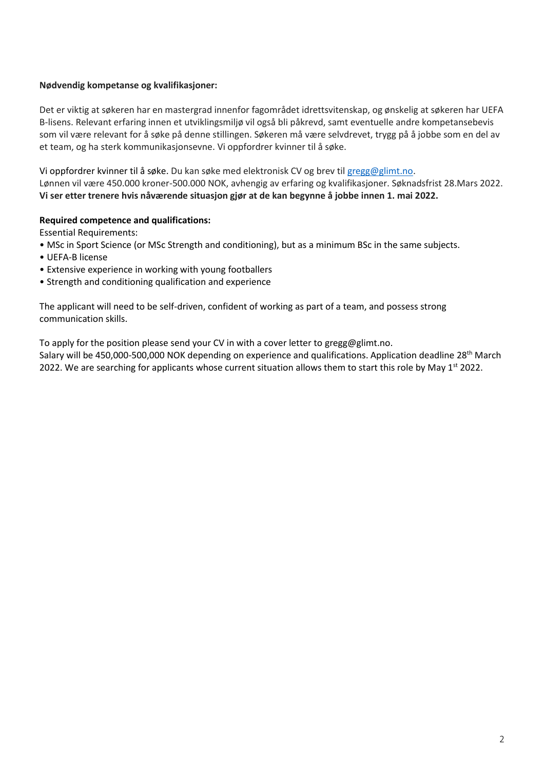**Nødvendig kompetanse og kvalifikasjoner:**

Det er viktig at søkeren har en mastergrad innenfor fagområdet idrettsvitenskap, og ønskelig at søkeren har UEFA B-lisens. Relevant erfaring innen et utviklingsmiljø vil også bli påkrevd, samt eventuelle andre kompetansebevis som vil være relevant for å søke på denne stillingen. Søkeren må være selvdrevet, trygg på å jobbe som en del av et team, og ha sterk kommunikasjonsevne. Vi oppfordrer kvinner til å søke.

Vi oppfordrer kvinner til å søke. Du kan søke med elektronisk CV og brev til gregg@glimt.no.
Lønnen vil være 450.000 kroner-500.000 NOK, avhengig av erfaring og kvalifikasjoner. Søknadsfrist 28.Mars 2022.
**Vi ser etter trenere hvis nåværende situasjon gjør at de kan begynne å jobbe innen 1. mai 2022.**

**Required competence and qualifications:**

Essential Requirements:

- MSc in Sport Science (or MSc Strength and conditioning), but as a minimum BSc in the same subjects.
- UEFA-B license
- Extensive experience in working with young footballers
- Strength and conditioning qualification and experience

The applicant will need to be self-driven, confident of working as part of a team, and possess strong communication skills.

To apply for the position please send your CV in with a cover letter to gregg@glimt.no.
Salary will be 450,000-500,000 NOK depending on experience and qualifications. Application deadline 28th March 2022. We are searching for applicants whose current situation allows them to start this role by May 1st 2022.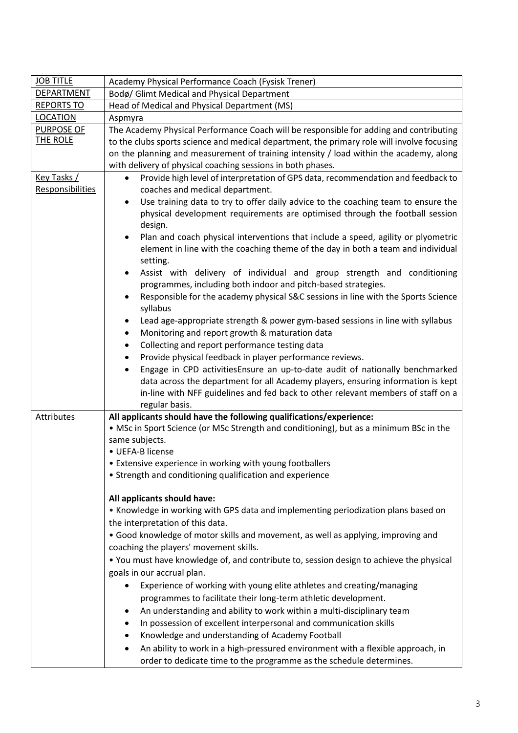| JOB TITLE | Academy Physical Performance Coach (Fysisk Trener) |
| --- | --- |
| DEPARTMENT | Bodø/ Glimt Medical and Physical Department |
| REPORTS TO | Head of Medical and Physical Department (MS) |
| LOCATION | Aspmyra |
| PURPOSE OF THE ROLE | The Academy Physical Performance Coach will be responsible for adding and contributing to the clubs sports science and medical department, the primary role will involve focusing on the planning and measurement of training intensity / load within the academy, along with delivery of physical coaching sessions in both phases. |
| Key Tasks / Responsibilities | • Provide high level of interpretation of GPS data, recommendation and feedback to coaches and medical department.<br>• Use training data to try to offer daily advice to the coaching team to ensure the physical development requirements are optimised through the football session design.<br>• Plan and coach physical interventions that include a speed, agility or plyometric element in line with the coaching theme of the day in both a team and individual setting.<br>• Assist with delivery of individual and group strength and conditioning programmes, including both indoor and pitch-based strategies.<br>• Responsible for the academy physical S&C sessions in line with the Sports Science syllabus<br>• Lead age-appropriate strength & power gym-based sessions in line with syllabus<br>• Monitoring and report growth & maturation data<br>• Collecting and report performance testing data<br>• Provide physical feedback in player performance reviews.<br>• Engage in CPD activitiesEnsure an up-to-date audit of nationally benchmarked data across the department for all Academy players, ensuring information is kept in-line with NFF guidelines and fed back to other relevant members of staff on a regular basis. |
| Attributes | **All applicants should have the following qualifications/experience:**<br>• MSc in Sport Science (or MSc Strength and conditioning), but as a minimum BSc in the same subjects.<br>• UEFA-B license<br>• Extensive experience in working with young footballers<br>• Strength and conditioning qualification and experience<br><br>**All applicants should have:**<br>• Knowledge in working with GPS data and implementing periodization plans based on the interpretation of this data.<br>• Good knowledge of motor skills and movement, as well as applying, improving and coaching the players' movement skills.<br>• You must have knowledge of, and contribute to, session design to achieve the physical goals in our accrual plan.<br>• Experience of working with young elite athletes and creating/managing programmes to facilitate their long-term athletic development.<br>• An understanding and ability to work within a multi-disciplinary team<br>• In possession of excellent interpersonal and communication skills<br>• Knowledge and understanding of Academy Football<br>• An ability to work in a high-pressured environment with a flexible approach, in order to dedicate time to the programme as the schedule determines. |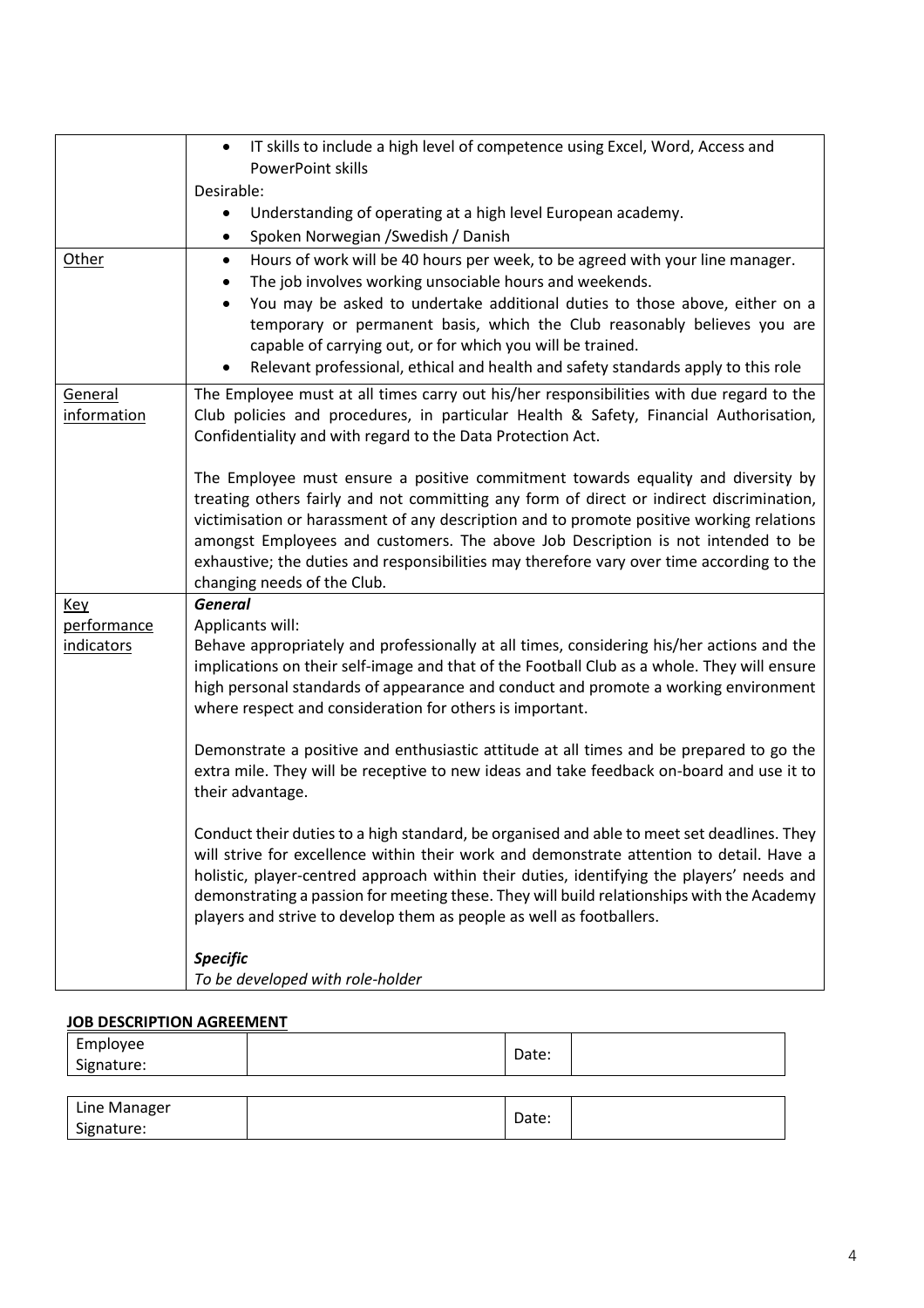| | |
|---|---|
| | • IT skills to include a high level of competence using Excel, Word, Access and PowerPoint skills<br>Desirable:<br>• Understanding of operating at a high level European academy.<br>• Spoken Norwegian /Swedish / Danish |
| Other | • Hours of work will be 40 hours per week, to be agreed with your line manager.<br>• The job involves working unsociable hours and weekends.<br>• You may be asked to undertake additional duties to those above, either on a temporary or permanent basis, which the Club reasonably believes you are capable of carrying out, or for which you will be trained.<br>• Relevant professional, ethical and health and safety standards apply to this role |
| General information | The Employee must at all times carry out his/her responsibilities with due regard to the Club policies and procedures, in particular Health & Safety, Financial Authorisation, Confidentiality and with regard to the Data Protection Act.<br><br>The Employee must ensure a positive commitment towards equality and diversity by treating others fairly and not committing any form of direct or indirect discrimination, victimisation or harassment of any description and to promote positive working relations amongst Employees and customers. The above Job Description is not intended to be exhaustive; the duties and responsibilities may therefore vary over time according to the changing needs of the Club. |
| Key performance indicators | ***General***<br>Applicants will:<br>Behave appropriately and professionally at all times, considering his/her actions and the implications on their self-image and that of the Football Club as a whole. They will ensure high personal standards of appearance and conduct and promote a working environment where respect and consideration for others is important.<br><br>Demonstrate a positive and enthusiastic attitude at all times and be prepared to go the extra mile. They will be receptive to new ideas and take feedback on-board and use it to their advantage.<br><br>Conduct their duties to a high standard, be organised and able to meet set deadlines. They will strive for excellence within their work and demonstrate attention to detail. Have a holistic, player-centred approach within their duties, identifying the players' needs and demonstrating a passion for meeting these. They will build relationships with the Academy players and strive to develop them as people as well as footballers.<br><br>***Specific***<br>*To be developed with role-holder* |

**JOB DESCRIPTION AGREEMENT**

| | | | |
|---|---|---|---|
| Employee Signature: | | Date: | |

| | | | |
|---|---|---|---|
| Line Manager Signature: | | Date: | |